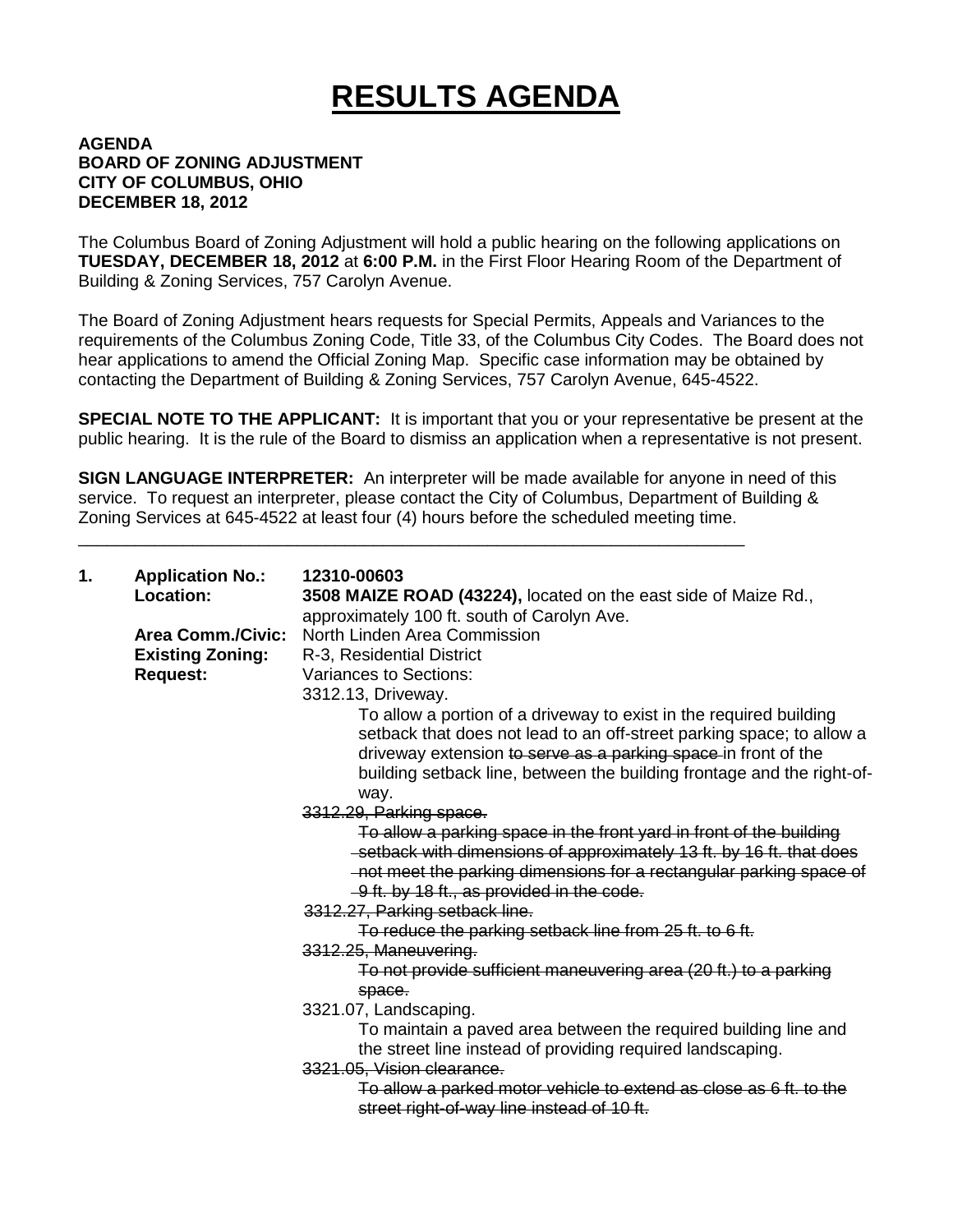# RESULTS AGENDA

**AGENDA**
**BOARD OF ZONING ADJUSTMENT**
**CITY OF COLUMBUS, OHIO**
**DECEMBER 18, 2012**

The Columbus Board of Zoning Adjustment will hold a public hearing on the following applications on **TUESDAY, DECEMBER 18, 2012** at **6:00 P.M.** in the First Floor Hearing Room of the Department of Building & Zoning Services, 757 Carolyn Avenue.

The Board of Zoning Adjustment hears requests for Special Permits, Appeals and Variances to the requirements of the Columbus Zoning Code, Title 33, of the Columbus City Codes. The Board does not hear applications to amend the Official Zoning Map. Specific case information may be obtained by contacting the Department of Building & Zoning Services, 757 Carolyn Avenue, 645-4522.

**SPECIAL NOTE TO THE APPLICANT:** It is important that you or your representative be present at the public hearing. It is the rule of the Board to dismiss an application when a representative is not present.

**SIGN LANGUAGE INTERPRETER:** An interpreter will be made available for anyone in need of this service. To request an interpreter, please contact the City of Columbus, Department of Building & Zoning Services at 645-4522 at least four (4) hours before the scheduled meeting time.

---

**1. Application No.:** **12310-00603**

**Location:** **3508 MAIZE ROAD (43224),** located on the east side of Maize Rd., approximately 100 ft. south of Carolyn Ave.

**Area Comm./Civic:** North Linden Area Commission

**Existing Zoning:** R-3, Residential District

**Request:** Variances to Sections:

3312.13, Driveway.
- To allow a portion of a driveway to exist in the required building setback that does not lead to an off-street parking space; to allow a driveway extension ~~to serve as a parking space~~ in front of the building setback line, between the building frontage and the right-of-way.

~~3312.29, Parking space.~~
- ~~To allow a parking space in the front yard in front of the building setback with dimensions of approximately 13 ft. by 16 ft. that does not meet the parking dimensions for a rectangular parking space of 9 ft. by 18 ft., as provided in the code.~~

~~3312.27, Parking setback line.~~
- ~~To reduce the parking setback line from 25 ft. to 6 ft.~~

~~3312.25, Maneuvering.~~
- ~~To not provide sufficient maneuvering area (20 ft.) to a parking space.~~

3321.07, Landscaping.
- To maintain a paved area between the required building line and the street line instead of providing required landscaping.

~~3321.05, Vision clearance.~~
- ~~To allow a parked motor vehicle to extend as close as 6 ft. to the street right-of-way line instead of 10 ft.~~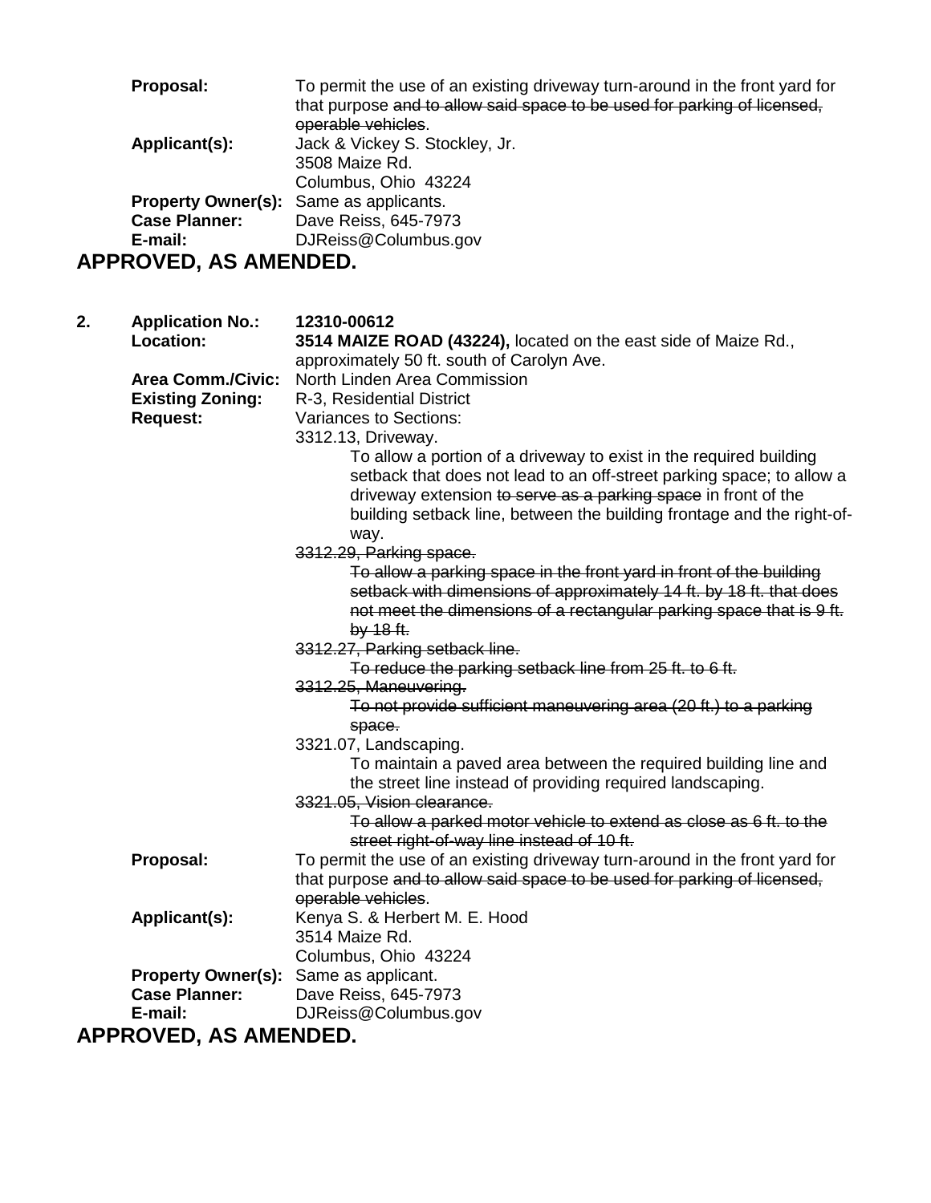**Proposal:** To permit the use of an existing driveway turn-around in the front yard for that purpose ~~and to allow said space to be used for parking of licensed, operable vehicles~~.

**Applicant(s):** Jack & Vickey S. Stockley, Jr.
3508 Maize Rd.
Columbus, Ohio 43224

**Property Owner(s):** Same as applicants.

**Case Planner:** Dave Reiss, 645-7973

**E-mail:** DJReiss@Columbus.gov

## APPROVED, AS AMENDED.

**2. Application No.:** **12310-00612**

**Location:** **3514 MAIZE ROAD (43224),** located on the east side of Maize Rd., approximately 50 ft. south of Carolyn Ave.

**Area Comm./Civic:** North Linden Area Commission

**Existing Zoning:** R-3, Residential District

**Request:** Variances to Sections:

3312.13, Driveway.
To allow a portion of a driveway to exist in the required building setback that does not lead to an off-street parking space; to allow a driveway extension ~~to serve as a parking space~~ in front of the building setback line, between the building frontage and the right-of-way.

~~3312.29, Parking space.~~
~~To allow a parking space in the front yard in front of the building setback with dimensions of approximately 14 ft. by 18 ft. that does not meet the dimensions of a rectangular parking space that is 9 ft. by 18 ft.~~

~~3312.27, Parking setback line.~~
~~To reduce the parking setback line from 25 ft. to 6 ft.~~

~~3312.25, Maneuvering.~~
~~To not provide sufficient maneuvering area (20 ft.) to a parking space.~~

3321.07, Landscaping.
To maintain a paved area between the required building line and the street line instead of providing required landscaping.

~~3321.05, Vision clearance.~~
~~To allow a parked motor vehicle to extend as close as 6 ft. to the street right-of-way line instead of 10 ft.~~

**Proposal:** To permit the use of an existing driveway turn-around in the front yard for that purpose ~~and to allow said space to be used for parking of licensed, operable vehicles~~.

**Applicant(s):** Kenya S. & Herbert M. E. Hood
3514 Maize Rd.
Columbus, Ohio 43224

**Property Owner(s):** Same as applicant.

**Case Planner:** Dave Reiss, 645-7973

**E-mail:** DJReiss@Columbus.gov

## APPROVED, AS AMENDED.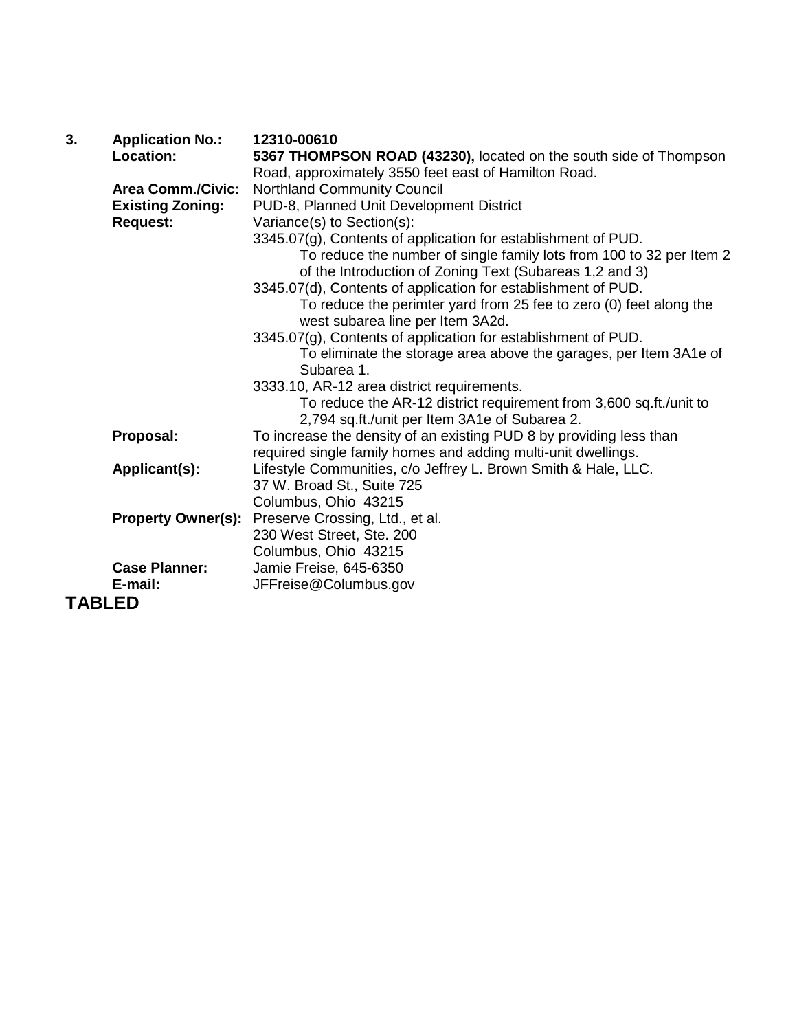**3.** **Application No.:** **12310-00610**

**Location:** **5367 THOMPSON ROAD (43230),** located on the south side of Thompson Road, approximately 3550 feet east of Hamilton Road.

**Area Comm./Civic:** Northland Community Council

**Existing Zoning:** PUD-8, Planned Unit Development District

**Request:** Variance(s) to Section(s):

3345.07(g), Contents of application for establishment of PUD.
To reduce the number of single family lots from 100 to 32 per Item 2 of the Introduction of Zoning Text (Subareas 1,2 and 3)

3345.07(d), Contents of application for establishment of PUD.
To reduce the perimter yard from 25 fee to zero (0) feet along the west subarea line per Item 3A2d.

3345.07(g), Contents of application for establishment of PUD.
To eliminate the storage area above the garages, per Item 3A1e of Subarea 1.

3333.10, AR-12 area district requirements.
To reduce the AR-12 district requirement from 3,600 sq.ft./unit to 2,794 sq.ft./unit per Item 3A1e of Subarea 2.

**Proposal:** To increase the density of an existing PUD 8 by providing less than required single family homes and adding multi-unit dwellings.

**Applicant(s):** Lifestyle Communities, c/o Jeffrey L. Brown Smith & Hale, LLC.
37 W. Broad St., Suite 725
Columbus, Ohio 43215

**Property Owner(s):** Preserve Crossing, Ltd., et al.
230 West Street, Ste. 200
Columbus, Ohio 43215

**Case Planner:** Jamie Freise, 645-6350

**E-mail:** JFFreise@Columbus.gov

**TABLED**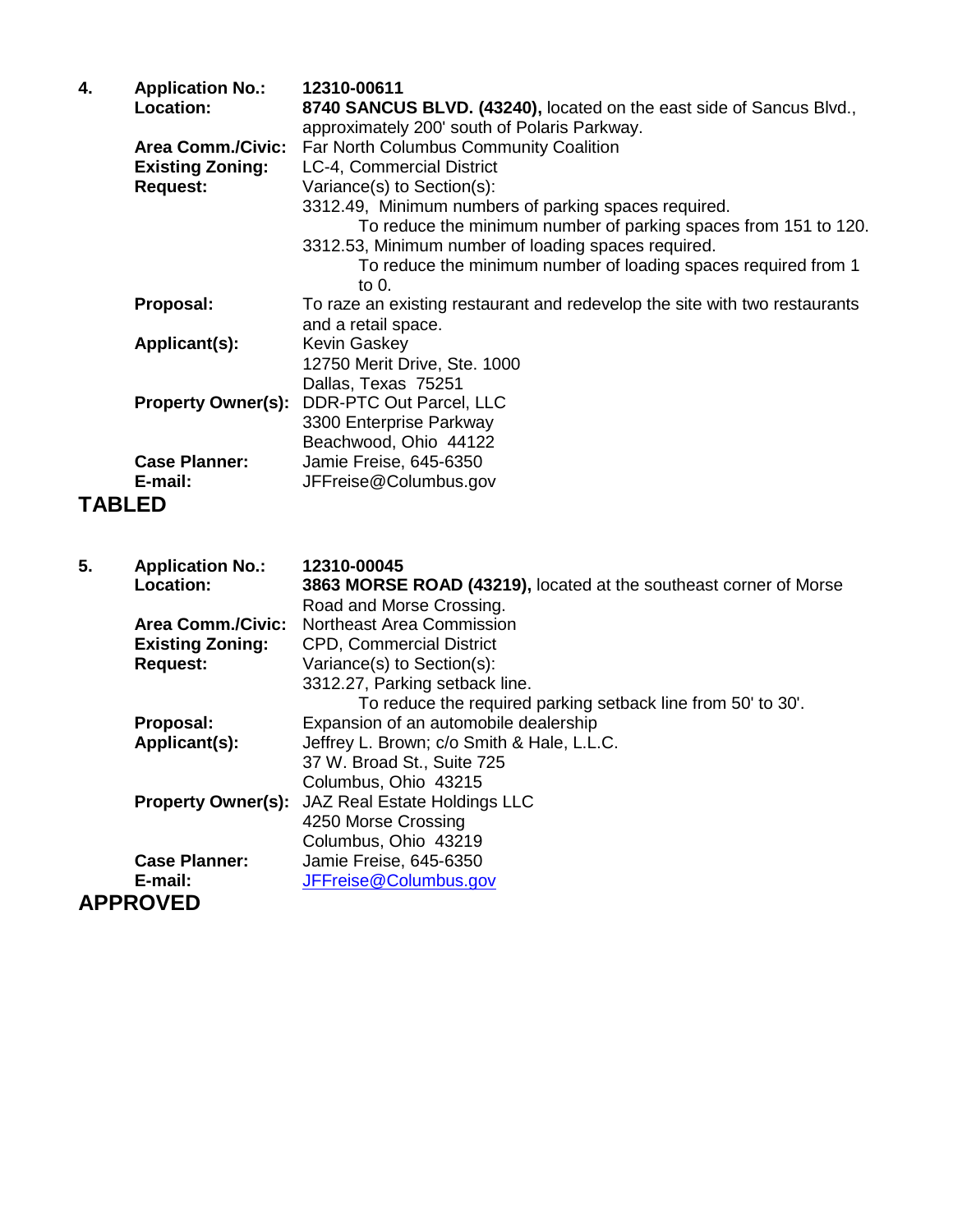**4.** **Application No.:** **12310-00611**

**Location:** **8740 SANCUS BLVD. (43240),** located on the east side of Sancus Blvd., approximately 200' south of Polaris Parkway.

**Area Comm./Civic:** Far North Columbus Community Coalition

**Existing Zoning:** LC-4, Commercial District

**Request:** Variance(s) to Section(s):

3312.49, Minimum numbers of parking spaces required.
To reduce the minimum number of parking spaces from 151 to 120.

3312.53, Minimum number of loading spaces required.
To reduce the minimum number of loading spaces required from 1 to 0.

**Proposal:** To raze an existing restaurant and redevelop the site with two restaurants and a retail space.

**Applicant(s):** Kevin Gaskey
12750 Merit Drive, Ste. 1000
Dallas, Texas 75251

**Property Owner(s):** DDR-PTC Out Parcel, LLC
3300 Enterprise Parkway
Beachwood, Ohio 44122

**Case Planner:** Jamie Freise, 645-6350

**E-mail:** JFFreise@Columbus.gov

**TABLED**

**5.** **Application No.:** **12310-00045**

**Location:** **3863 MORSE ROAD (43219),** located at the southeast corner of Morse Road and Morse Crossing.

**Area Comm./Civic:** Northeast Area Commission

**Existing Zoning:** CPD, Commercial District

**Request:** Variance(s) to Section(s):

3312.27, Parking setback line.
To reduce the required parking setback line from 50' to 30'.

**Proposal:** Expansion of an automobile dealership

**Applicant(s):** Jeffrey L. Brown; c/o Smith & Hale, L.L.C.
37 W. Broad St., Suite 725
Columbus, Ohio 43215

**Property Owner(s):** JAZ Real Estate Holdings LLC
4250 Morse Crossing
Columbus, Ohio 43219

**Case Planner:** Jamie Freise, 645-6350

**E-mail:** JFFreise@Columbus.gov

**APPROVED**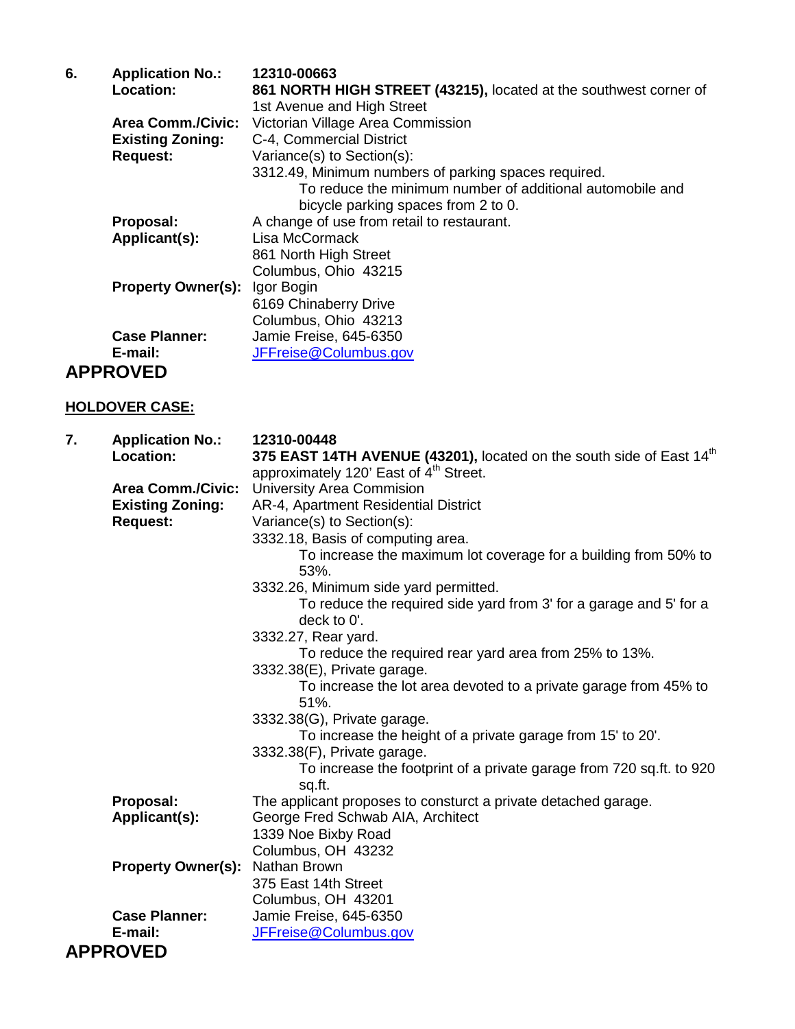**6.** **Application No.:** **12310-00663**

**Location:** **861 NORTH HIGH STREET (43215),** located at the southwest corner of 1st Avenue and High Street

**Area Comm./Civic:** Victorian Village Area Commission

**Existing Zoning:** C-4, Commercial District

**Request:** Variance(s) to Section(s):

3312.49, Minimum numbers of parking spaces required.

To reduce the minimum number of additional automobile and bicycle parking spaces from 2 to 0.

**Proposal:** A change of use from retail to restaurant.

**Applicant(s):** Lisa McCormack
861 North High Street
Columbus, Ohio 43215

**Property Owner(s):** Igor Bogin
6169 Chinaberry Drive
Columbus, Ohio 43213

**Case Planner:** Jamie Freise, 645-6350

**E-mail:** JFFreise@Columbus.gov

## APPROVED

**HOLDOVER CASE:**

**7.** **Application No.:** **12310-00448**

**Location:** **375 EAST 14TH AVENUE (43201),** located on the south side of East 14th approximately 120' East of 4th Street.

**Area Comm./Civic:** University Area Commision

**Existing Zoning:** AR-4, Apartment Residential District

**Request:** Variance(s) to Section(s):

3332.18, Basis of computing area.

To increase the maximum lot coverage for a building from 50% to 53%.

3332.26, Minimum side yard permitted.

To reduce the required side yard from 3' for a garage and 5' for a deck to 0'.

3332.27, Rear yard.

To reduce the required rear yard area from 25% to 13%.

3332.38(E), Private garage.

To increase the lot area devoted to a private garage from 45% to 51%.

3332.38(G), Private garage.

To increase the height of a private garage from 15' to 20'.

3332.38(F), Private garage.

To increase the footprint of a private garage from 720 sq.ft. to 920 sq.ft.

**Proposal:** The applicant proposes to consturct a private detached garage.

**Applicant(s):** George Fred Schwab AIA, Architect
1339 Noe Bixby Road
Columbus, OH 43232

**Property Owner(s):** Nathan Brown
375 East 14th Street
Columbus, OH 43201

**Case Planner:** Jamie Freise, 645-6350

**E-mail:** JFFreise@Columbus.gov

## APPROVED